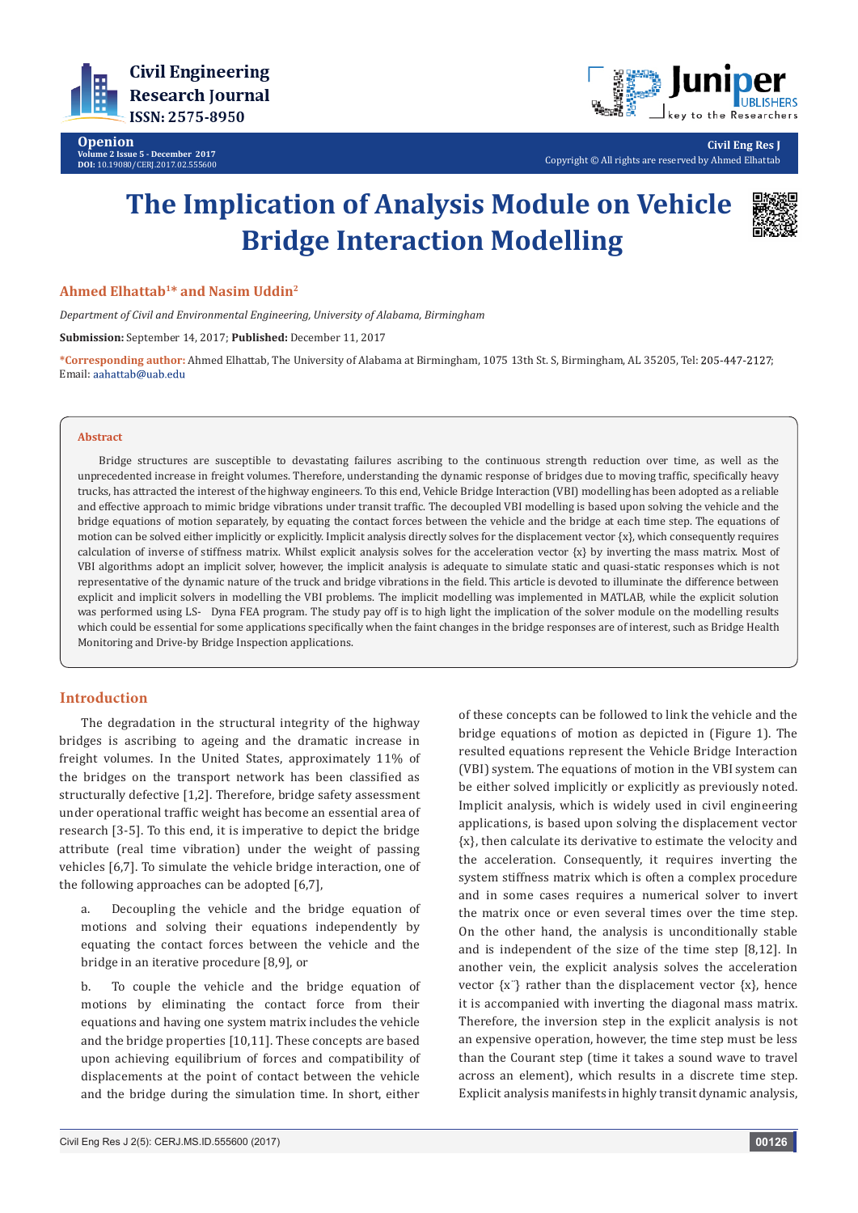Opinion

Volume 2 Issue 5 - December 2017
DOI: 10.19080/CERJ.2017.02.555600

Civil Eng Res J

Copyright © All rights are reserved by Ahmed Elhattab

# The Implication of Analysis Module on Vehicle Bridge Interaction Modelling

**Ahmed Elhattab[1]* and Nasim Uddin[2]**

*Department of Civil and Environmental Engineering, University of Alabama, Birmingham*

**Submission:** September 14, 2017; **Published:** December 11, 2017

***Corresponding author:** Ahmed Elhattab, The University of Alabama at Birmingham, 1075 13th St. S, Birmingham, AL 35205, Tel: 205-447-2127; Email: aahattab@uab.edu

## Abstract

Bridge structures are susceptible to devastating failures ascribing to the continuous strength reduction over time, as well as the unprecedented increase in freight volumes. Therefore, understanding the dynamic response of bridges due to moving traffic, specifically heavy trucks, has attracted the interest of the highway engineers. To this end, Vehicle Bridge Interaction (VBI) modelling has been adopted as a reliable and effective approach to mimic bridge vibrations under transit traffic. The decoupled VBI modelling is based upon solving the vehicle and the bridge equations of motion separately, by equating the contact forces between the vehicle and the bridge at each time step. The equations of motion can be solved either implicitly or explicitly. Implicit analysis directly solves for the displacement vector {x}, which consequently requires calculation of inverse of stiffness matrix. Whilst explicit analysis solves for the acceleration vector {x} by inverting the mass matrix. Most of VBI algorithms adopt an implicit solver, however, the implicit analysis is adequate to simulate static and quasi-static responses which is not representative of the dynamic nature of the truck and bridge vibrations in the field. This article is devoted to illuminate the difference between explicit and implicit solvers in modelling the VBI problems. The implicit modelling was implemented in MATLAB, while the explicit solution was performed using LS- Dyna FEA program. The study pay off is to high light the implication of the solver module on the modelling results which could be essential for some applications specifically when the faint changes in the bridge responses are of interest, such as Bridge Health Monitoring and Drive-by Bridge Inspection applications.

## Introduction

The degradation in the structural integrity of the highway bridges is ascribing to ageing and the dramatic increase in freight volumes. In the United States, approximately 11% of the bridges on the transport network has been classified as structurally defective [1,2]. Therefore, bridge safety assessment under operational traffic weight has become an essential area of research [3-5]. To this end, it is imperative to depict the bridge attribute (real time vibration) under the weight of passing vehicles [6,7]. To simulate the vehicle bridge interaction, one of the following approaches can be adopted [6,7],

a. Decoupling the vehicle and the bridge equation of motions and solving their equations independently by equating the contact forces between the vehicle and the bridge in an iterative procedure [8,9], or

b. To couple the vehicle and the bridge equation of motions by eliminating the contact force from their equations and having one system matrix includes the vehicle and the bridge properties [10,11]. These concepts are based upon achieving equilibrium of forces and compatibility of displacements at the point of contact between the vehicle and the bridge during the simulation time. In short, either of these concepts can be followed to link the vehicle and the bridge equations of motion as depicted in (Figure 1). The resulted equations represent the Vehicle Bridge Interaction (VBI) system. The equations of motion in the VBI system can be either solved implicitly or explicitly as previously noted. Implicit analysis, which is widely used in civil engineering applications, is based upon solving the displacement vector {x}, then calculate its derivative to estimate the velocity and the acceleration. Consequently, it requires inverting the system stiffness matrix which is often a complex procedure and in some cases requires a numerical solver to invert the matrix once or even several times over the time step. On the other hand, the analysis is unconditionally stable and is independent of the size of the time step [8,12]. In another vein, the explicit analysis solves the acceleration vector $\{\ddot{x}\}$ rather than the displacement vector {x}, hence it is accompanied with inverting the diagonal mass matrix. Therefore, the inversion step in the explicit analysis is not an expensive operation, however, the time step must be less than the Courant step (time it takes a sound wave to travel across an element), which results in a discrete time step. Explicit analysis manifests in highly transit dynamic analysis,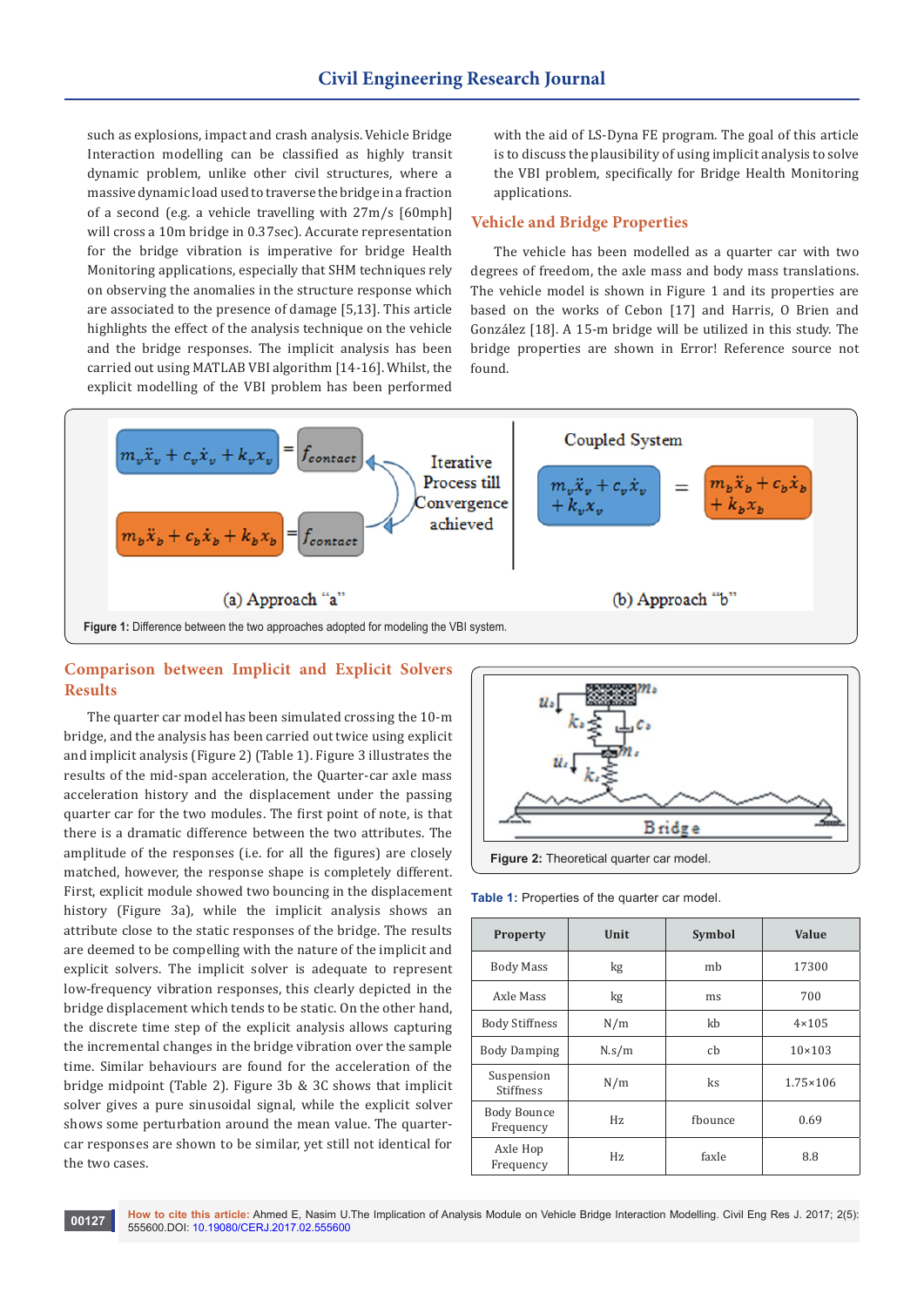such as explosions, impact and crash analysis. Vehicle Bridge Interaction modelling can be classified as highly transit dynamic problem, unlike other civil structures, where a massive dynamic load used to traverse the bridge in a fraction of a second (e.g. a vehicle travelling with 27m/s [60mph] will cross a 10m bridge in 0.37sec). Accurate representation for the bridge vibration is imperative for bridge Health Monitoring applications, especially that SHM techniques rely on observing the anomalies in the structure response which are associated to the presence of damage [5,13]. This article highlights the effect of the analysis technique on the vehicle and the bridge responses. The implicit analysis has been carried out using MATLAB VBI algorithm [14-16]. Whilst, the explicit modelling of the VBI problem has been performed with the aid of LS-Dyna FE program. The goal of this article is to discuss the plausibility of using implicit analysis to solve the VBI problem, specifically for Bridge Health Monitoring applications.

## Vehicle and Bridge Properties

The vehicle has been modelled as a quarter car with two degrees of freedom, the axle mass and body mass translations. The vehicle model is shown in Figure 1 and its properties are based on the works of Cebon [17] and Harris, O Brien and González [18]. A 15-m bridge will be utilized in this study. The bridge properties are shown in Error! Reference source not found.

$$m_v\ddot{x}_v + c_v\dot{x}_v + k_v x_v = f_{contact}$$

$$m_b\ddot{x}_b + c_b\dot{x}_b + k_b x_b = f_{contact}$$

Iterative Process till Convergence achieved

(a) Approach "a"

Coupled System

$$m_v\ddot{x}_v + c_v\dot{x}_v + k_v x_v = m_b\ddot{x}_b + c_b\dot{x}_b + k_b x_b$$

(b) Approach "b"

**Figure 1:** Difference between the two approaches adopted for modeling the VBI system.

## Comparison between Implicit and Explicit Solvers Results

The quarter car model has been simulated crossing the 10-m bridge, and the analysis has been carried out twice using explicit and implicit analysis (Figure 2) (Table 1). Figure 3 illustrates the results of the mid-span acceleration, the Quarter-car axle mass acceleration history and the displacement under the passing quarter car for the two modules. The first point of note, is that there is a dramatic difference between the two attributes. The amplitude of the responses (i.e. for all the figures) are closely matched, however, the response shape is completely different. First, explicit module showed two bouncing in the displacement history (Figure 3a), while the implicit analysis shows an attribute close to the static responses of the bridge. The results are deemed to be compelling with the nature of the implicit and explicit solvers. The implicit solver is adequate to represent low-frequency vibration responses, this clearly depicted in the bridge displacement which tends to be static. On the other hand, the discrete time step of the explicit analysis allows capturing the incremental changes in the bridge vibration over the sample time. Similar behaviours are found for the acceleration of the bridge midpoint (Table 2). Figure 3b & 3C shows that implicit solver gives a pure sinusoidal signal, while the explicit solver shows some perturbation around the mean value. The quarter-car responses are shown to be similar, yet still not identical for the two cases.

**Figure 2:** Theoretical quarter car model.

**Table 1:** Properties of the quarter car model.

| Property | Unit | Symbol | Value |
|---|---|---|---|
| Body Mass | kg | mb | 17300 |
| Axle Mass | kg | ms | 700 |
| Body Stiffness | N/m | kb | 4×105 |
| Body Damping | N.s/m | cb | 10×103 |
| Suspension Stiffness | N/m | ks | 1.75×106 |
| Body Bounce Frequency | Hz | fbounce | 0.69 |
| Axle Hop Frequency | Hz | faxle | 8.8 |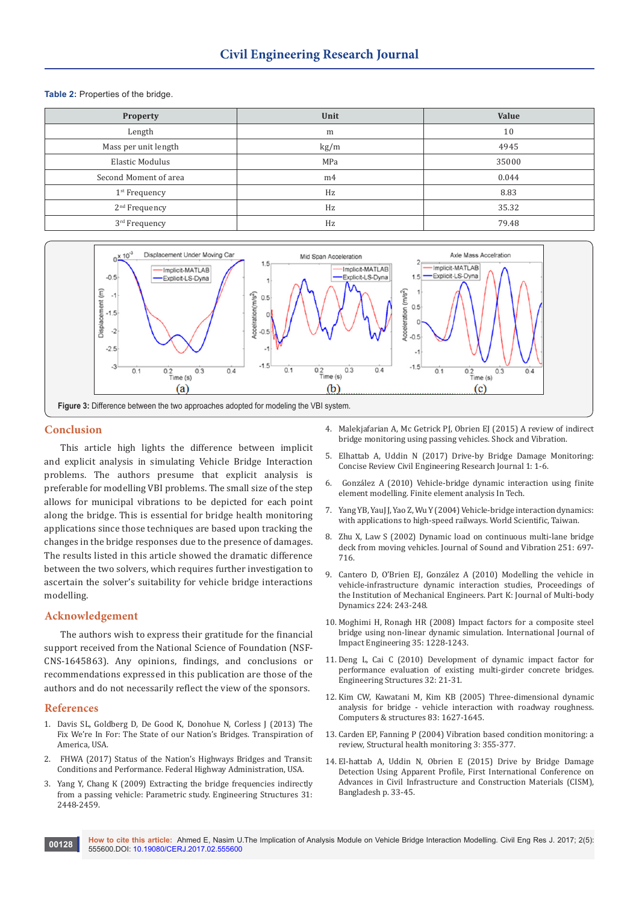**Table 2:** Properties of the bridge.

| Property | Unit | Value |
|---|---|---|
| Length | m | 10 |
| Mass per unit length | kg/m | 4945 |
| Elastic Modulus | MPa | 35000 |
| Second Moment of area | m4 | 0.044 |
| 1st Frequency | Hz | 8.83 |
| 2nd Frequency | Hz | 35.32 |
| 3rd Frequency | Hz | 79.48 |

**Figure 3:** Difference between the two approaches adopted for modeling the VBI system.

## Conclusion

This article high lights the difference between implicit and explicit analysis in simulating Vehicle Bridge Interaction problems. The authors presume that explicit analysis is preferable for modelling VBI problems. The small size of the step allows for municipal vibrations to be depicted for each point along the bridge. This is essential for bridge health monitoring applications since those techniques are based upon tracking the changes in the bridge responses due to the presence of damages. The results listed in this article showed the dramatic difference between the two solvers, which requires further investigation to ascertain the solver's suitability for vehicle bridge interactions modelling.

## Acknowledgement

The authors wish to express their gratitude for the financial support received from the National Science of Foundation (NSF-CNS-1645863). Any opinions, findings, and conclusions or recommendations expressed in this publication are those of the authors and do not necessarily reflect the view of the sponsors.

## References

1. Davis SL, Goldberg D, De Good K, Donohue N, Corless J (2013) The Fix We're In For: The State of our Nation's Bridges. Transpiration of America, USA.
2. FHWA (2017) Status of the Nation's Highways Bridges and Transit: Conditions and Performance. Federal Highway Administration, USA.
3. Yang Y, Chang K (2009) Extracting the bridge frequencies indirectly from a passing vehicle: Parametric study. Engineering Structures 31: 2448-2459.
4. Malekjafarian A, Mc Getrick PJ, Obrien EJ (2015) A review of indirect bridge monitoring using passing vehicles. Shock and Vibration.
5. Elhattab A, Uddin N (2017) Drive-by Bridge Damage Monitoring: Concise Review Civil Engineering Research Journal 1: 1-6.
6. González A (2010) Vehicle-bridge dynamic interaction using finite element modelling. Finite element analysis In Tech.
7. Yang YB, Yau JJ, Yao Z, Wu Y (2004) Vehicle-bridge interaction dynamics: with applications to high-speed railways. World Scientific, Taiwan.
8. Zhu X, Law S (2002) Dynamic load on continuous multi-lane bridge deck from moving vehicles. Journal of Sound and Vibration 251: 697-716.
9. Cantero D, O'Brien EJ, González A (2010) Modelling the vehicle in vehicle-infrastructure dynamic interaction studies, Proceedings of the Institution of Mechanical Engineers. Part K: Journal of Multi-body Dynamics 224: 243-248.
10. Moghimi H, Ronagh HR (2008) Impact factors for a composite steel bridge using non-linear dynamic simulation. International Journal of Impact Engineering 35: 1228-1243.
11. Deng L, Cai C (2010) Development of dynamic impact factor for performance evaluation of existing multi-girder concrete bridges. Engineering Structures 32: 21-31.
12. Kim CW, Kawatani M, Kim KB (2005) Three-dimensional dynamic analysis for bridge - vehicle interaction with roadway roughness. Computers & structures 83: 1627-1645.
13. Carden EP, Fanning P (2004) Vibration based condition monitoring: a review, Structural health monitoring 3: 355-377.
14. El-hattab A, Uddin N, Obrien E (2015) Drive by Bridge Damage Detection Using Apparent Profile, First International Conference on Advances in Civil Infrastructure and Construction Materials (CISM), Bangladesh p. 33-45.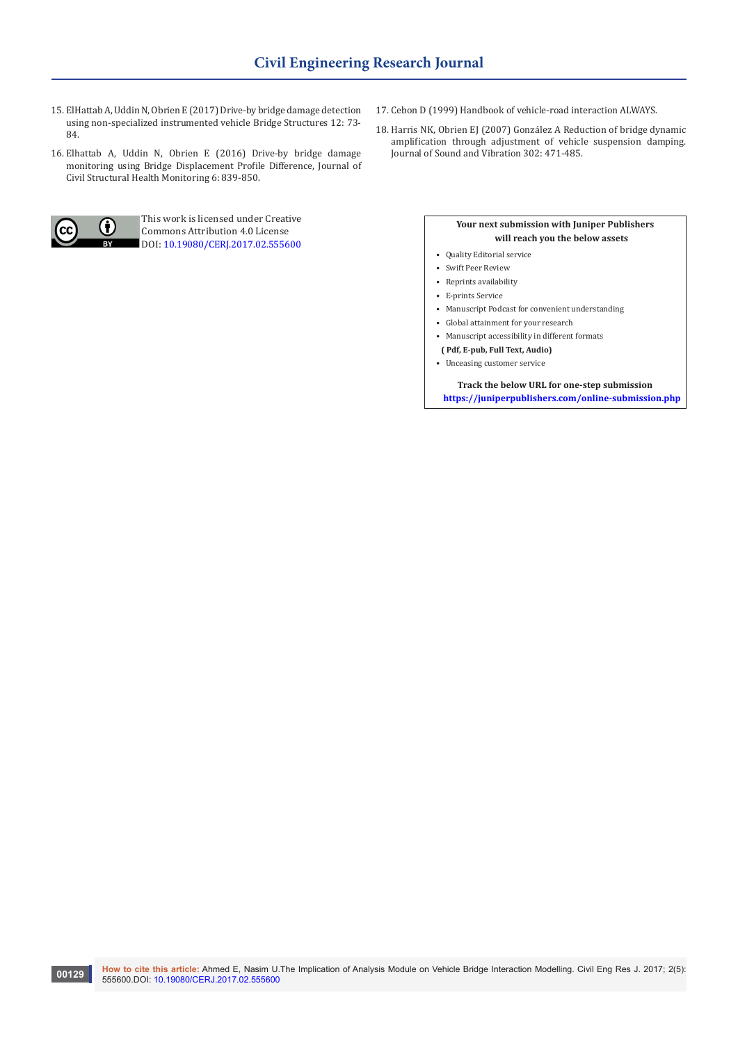15. ElHattab A, Uddin N, Obrien E (2017) Drive-by bridge damage detection using non-specialized instrumented vehicle Bridge Structures 12: 73-84.
16. Elhattab A, Uddin N, Obrien E (2016) Drive-by bridge damage monitoring using Bridge Displacement Profile Difference, Journal of Civil Structural Health Monitoring 6: 839-850.
17. Cebon D (1999) Handbook of vehicle-road interaction ALWAYS.
18. Harris NK, Obrien EJ (2007) González A Reduction of bridge dynamic amplification through adjustment of vehicle suspension damping. Journal of Sound and Vibration 302: 471-485.

This work is licensed under Creative Commons Attribution 4.0 License
DOI: 10.19080/CERJ.2017.02.555600

**Your next submission with Juniper Publishers will reach you the below assets**

- Quality Editorial service
- Swift Peer Review
- Reprints availability
- E-prints Service
- Manuscript Podcast for convenient understanding
- Global attainment for your research
- Manuscript accessibility in different formats

**( Pdf, E-pub, Full Text, Audio)**

- Unceasing customer service

**Track the below URL for one-step submission**
**https://juniperpublishers.com/online-submission.php**

**How to cite this article:** Ahmed E, Nasim U.The Implication of Analysis Module on Vehicle Bridge Interaction Modelling. Civil Eng Res J. 2017; 2(5): 555600.DOI: 10.19080/CERJ.2017.02.555600